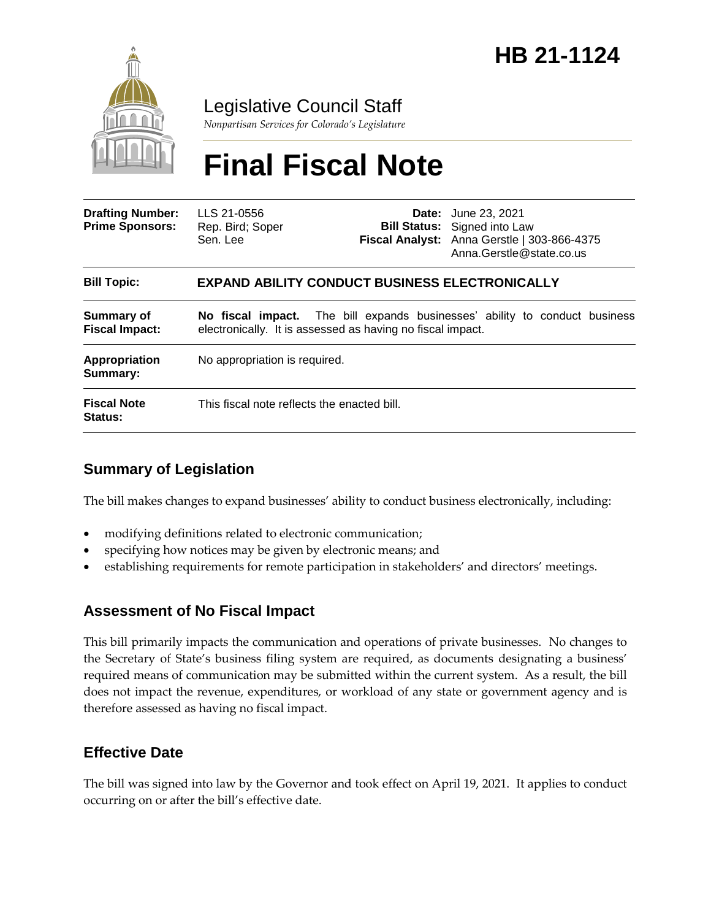# HB 21-1124

Legislative Council Staff

*Nonpartisan Services for Colorado's Legislature*

# Final Fiscal Note

| | | | |
|---|---|---|---|
| **Drafting Number:** | LLS 21-0556 | **Date:** | June 23, 2021 |
| **Prime Sponsors:** | Rep. Bird; Soper<br>Sen. Lee | **Bill Status:** | Signed into Law |
| | | **Fiscal Analyst:** | Anna Gerstle \| 303-866-4375<br>Anna.Gerstle@state.co.us |

| | |
|---|---|
| **Bill Topic:** | **EXPAND ABILITY CONDUCT BUSINESS ELECTRONICALLY** |
| **Summary of Fiscal Impact:** | **No fiscal impact.** The bill expands businesses' ability to conduct business electronically. It is assessed as having no fiscal impact. |
| **Appropriation Summary:** | No appropriation is required. |
| **Fiscal Note Status:** | This fiscal note reflects the enacted bill. |

## Summary of Legislation

The bill makes changes to expand businesses' ability to conduct business electronically, including:

- modifying definitions related to electronic communication;
- specifying how notices may be given by electronic means; and
- establishing requirements for remote participation in stakeholders' and directors' meetings.

## Assessment of No Fiscal Impact

This bill primarily impacts the communication and operations of private businesses. No changes to the Secretary of State's business filing system are required, as documents designating a business' required means of communication may be submitted within the current system. As a result, the bill does not impact the revenue, expenditures, or workload of any state or government agency and is therefore assessed as having no fiscal impact.

## Effective Date

The bill was signed into law by the Governor and took effect on April 19, 2021. It applies to conduct occurring on or after the bill's effective date.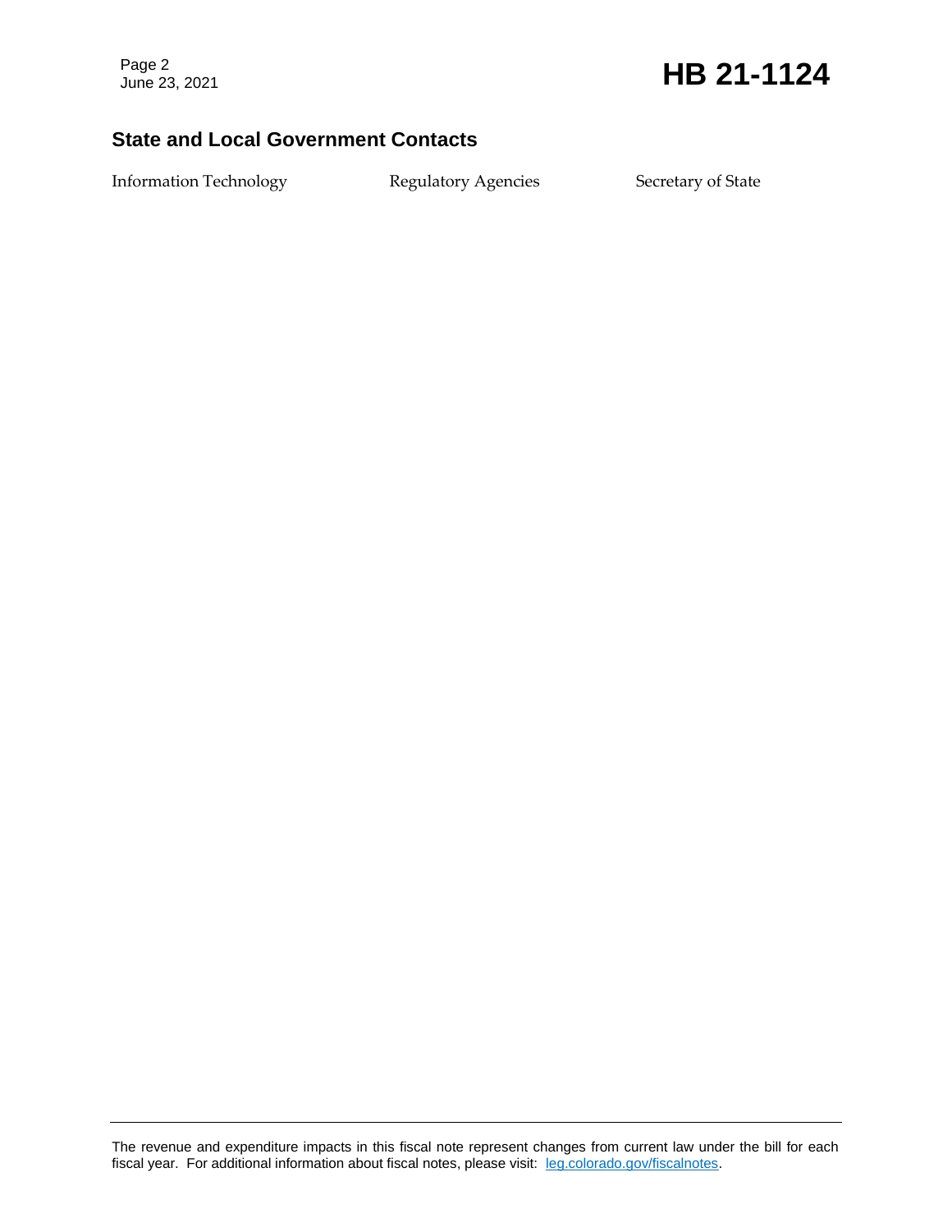## State and Local Government Contacts

Information Technology Regulatory Agencies Secretary of State

The revenue and expenditure impacts in this fiscal note represent changes from current law under the bill for each fiscal year. For additional information about fiscal notes, please visit: leg.colorado.gov/fiscalnotes.